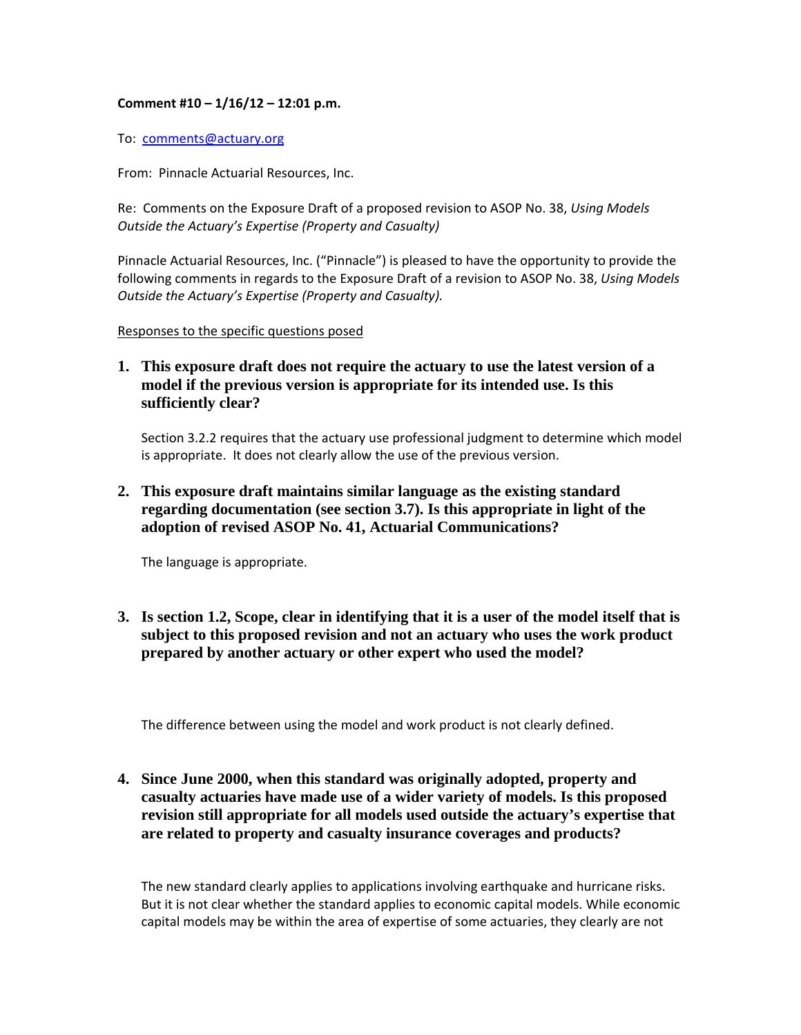**Comment #10 – 1/16/12 – 12:01 p.m.**

To: comments@actuary.org

From: Pinnacle Actuarial Resources, Inc.

Re: Comments on the Exposure Draft of a proposed revision to ASOP No. 38, *Using Models Outside the Actuary's Expertise (Property and Casualty)*

Pinnacle Actuarial Resources, Inc. ("Pinnacle") is pleased to have the opportunity to provide the following comments in regards to the Exposure Draft of a revision to ASOP No. 38, *Using Models Outside the Actuary's Expertise (Property and Casualty).*

Responses to the specific questions posed

1. **This exposure draft does not require the actuary to use the latest version of a model if the previous version is appropriate for its intended use. Is this sufficiently clear?**

   Section 3.2.2 requires that the actuary use professional judgment to determine which model is appropriate. It does not clearly allow the use of the previous version.

2. **This exposure draft maintains similar language as the existing standard regarding documentation (see section 3.7). Is this appropriate in light of the adoption of revised ASOP No. 41, Actuarial Communications?**

   The language is appropriate.

3. **Is section 1.2, Scope, clear in identifying that it is a user of the model itself that is subject to this proposed revision and not an actuary who uses the work product prepared by another actuary or other expert who used the model?**

   The difference between using the model and work product is not clearly defined.

4. **Since June 2000, when this standard was originally adopted, property and casualty actuaries have made use of a wider variety of models. Is this proposed revision still appropriate for all models used outside the actuary's expertise that are related to property and casualty insurance coverages and products?**

   The new standard clearly applies to applications involving earthquake and hurricane risks. But it is not clear whether the standard applies to economic capital models. While economic capital models may be within the area of expertise of some actuaries, they clearly are not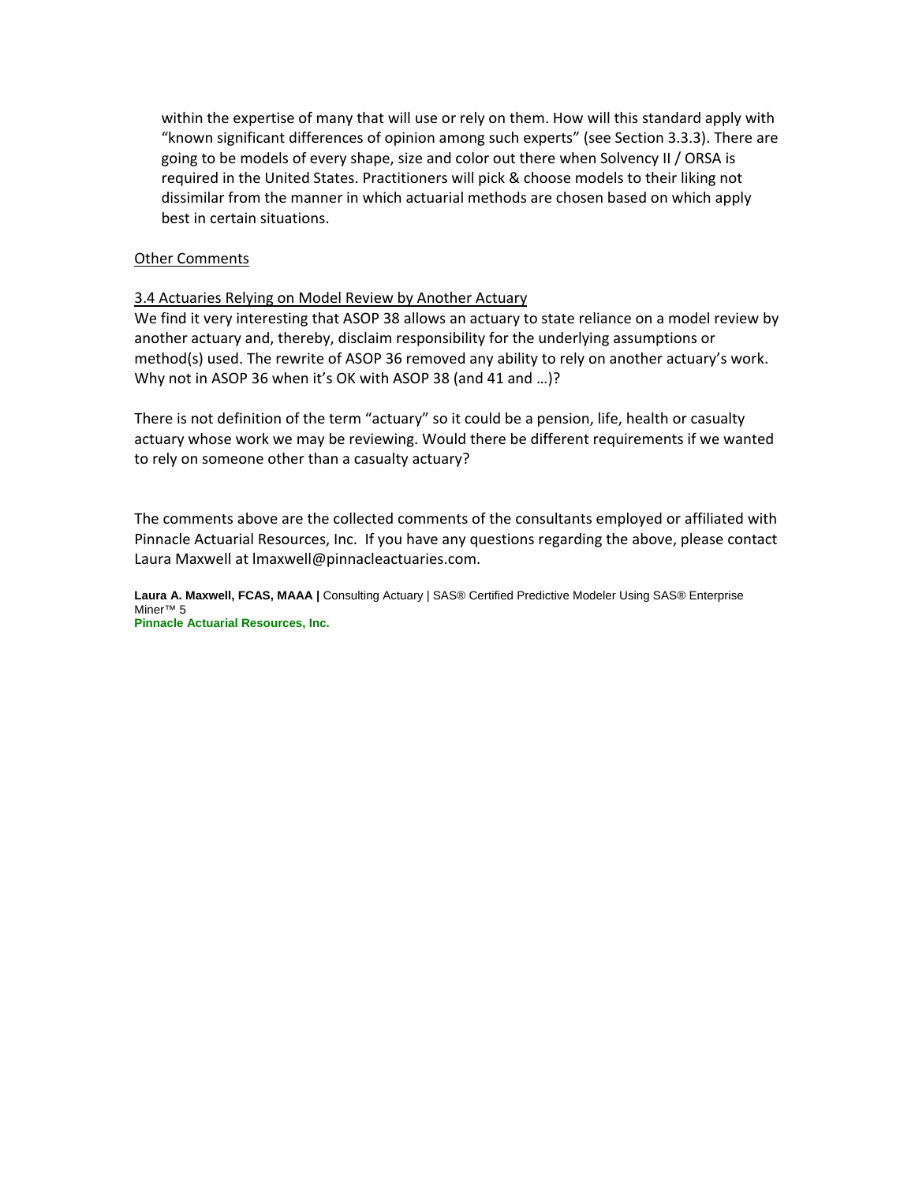within the expertise of many that will use or rely on them. How will this standard apply with "known significant differences of opinion among such experts" (see Section 3.3.3). There are going to be models of every shape, size and color out there when Solvency II / ORSA is required in the United States. Practitioners will pick & choose models to their liking not dissimilar from the manner in which actuarial methods are chosen based on which apply best in certain situations.

<u>Other Comments</u>

<u>3.4 Actuaries Relying on Model Review by Another Actuary</u>

We find it very interesting that ASOP 38 allows an actuary to state reliance on a model review by another actuary and, thereby, disclaim responsibility for the underlying assumptions or method(s) used. The rewrite of ASOP 36 removed any ability to rely on another actuary's work. Why not in ASOP 36 when it's OK with ASOP 38 (and 41 and …)?

There is not definition of the term "actuary" so it could be a pension, life, health or casualty actuary whose work we may be reviewing. Would there be different requirements if we wanted to rely on someone other than a casualty actuary?

The comments above are the collected comments of the consultants employed or affiliated with Pinnacle Actuarial Resources, Inc. If you have any questions regarding the above, please contact Laura Maxwell at lmaxwell@pinnacleactuaries.com.

**Laura A. Maxwell, FCAS, MAAA |** Consulting Actuary | SAS® Certified Predictive Modeler Using SAS® Enterprise Miner™ 5
**Pinnacle Actuarial Resources, Inc.**